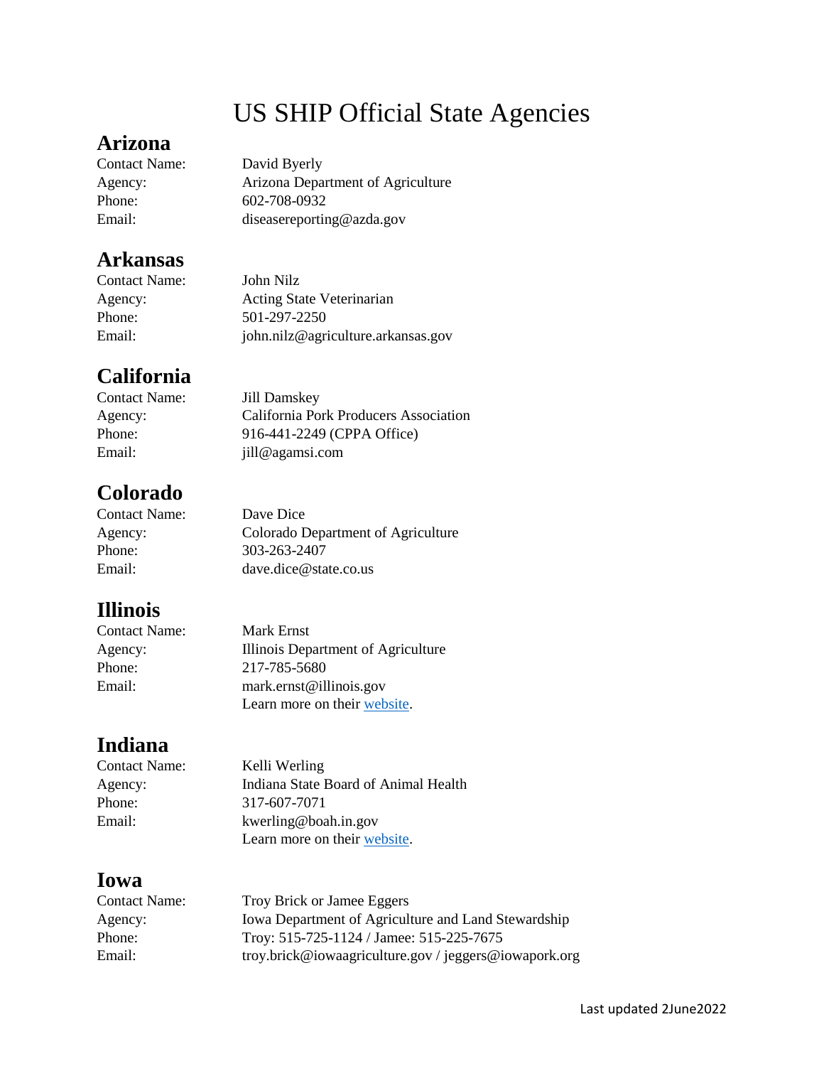# US SHIP Official State Agencies

## Arizona

Contact Name: David Byerly
Agency: Arizona Department of Agriculture
Phone: 602-708-0932
Email: diseasereporting@azda.gov

## Arkansas

Contact Name: John Nilz
Agency: Acting State Veterinarian
Phone: 501-297-2250
Email: john.nilz@agriculture.arkansas.gov

## California

Contact Name: Jill Damskey
Agency: California Pork Producers Association
Phone: 916-441-2249 (CPPA Office)
Email: jill@agamsi.com

## Colorado

Contact Name: Dave Dice
Agency: Colorado Department of Agriculture
Phone: 303-263-2407
Email: dave.dice@state.co.us

## Illinois

Contact Name: Mark Ernst
Agency: Illinois Department of Agriculture
Phone: 217-785-5680
Email: mark.ernst@illinois.gov
Learn more on their website.

## Indiana

Contact Name: Kelli Werling
Agency: Indiana State Board of Animal Health
Phone: 317-607-7071
Email: kwerling@boah.in.gov
Learn more on their website.

## Iowa

Contact Name: Troy Brick or Jamee Eggers
Agency: Iowa Department of Agriculture and Land Stewardship
Phone: Troy: 515-725-1124 / Jamee: 515-225-7675
Email: troy.brick@iowaagriculture.gov / jeggers@iowapork.org

Last updated 2June2022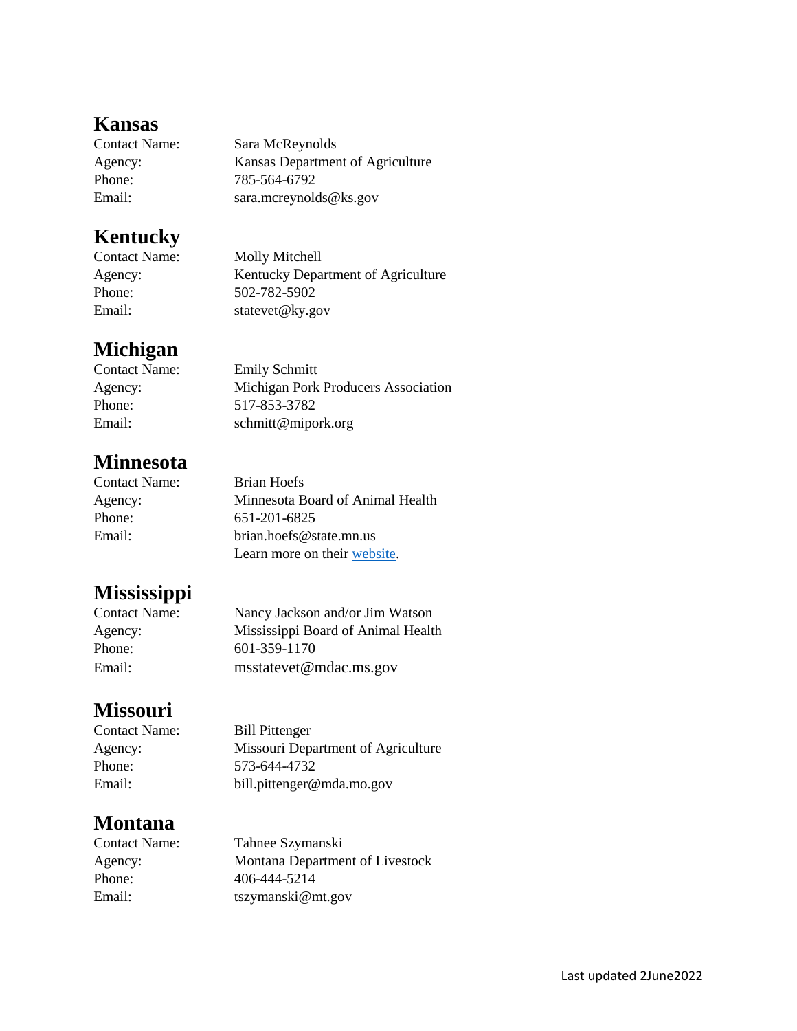## Kansas

Contact Name: Sara McReynolds
Agency: Kansas Department of Agriculture
Phone: 785-564-6792
Email: sara.mcreynolds@ks.gov

## Kentucky

Contact Name: Molly Mitchell
Agency: Kentucky Department of Agriculture
Phone: 502-782-5902
Email: statevet@ky.gov

## Michigan

Contact Name: Emily Schmitt
Agency: Michigan Pork Producers Association
Phone: 517-853-3782
Email: schmitt@mipork.org

## Minnesota

Contact Name: Brian Hoefs
Agency: Minnesota Board of Animal Health
Phone: 651-201-6825
Email: brian.hoefs@state.mn.us
Learn more on their website.

## Mississippi

Contact Name: Nancy Jackson and/or Jim Watson
Agency: Mississippi Board of Animal Health
Phone: 601-359-1170
Email: msstatevet@mdac.ms.gov

## Missouri

Contact Name: Bill Pittenger
Agency: Missouri Department of Agriculture
Phone: 573-644-4732
Email: bill.pittenger@mda.mo.gov

## Montana

Contact Name: Tahnee Szymanski
Agency: Montana Department of Livestock
Phone: 406-444-5214
Email: tszymanski@mt.gov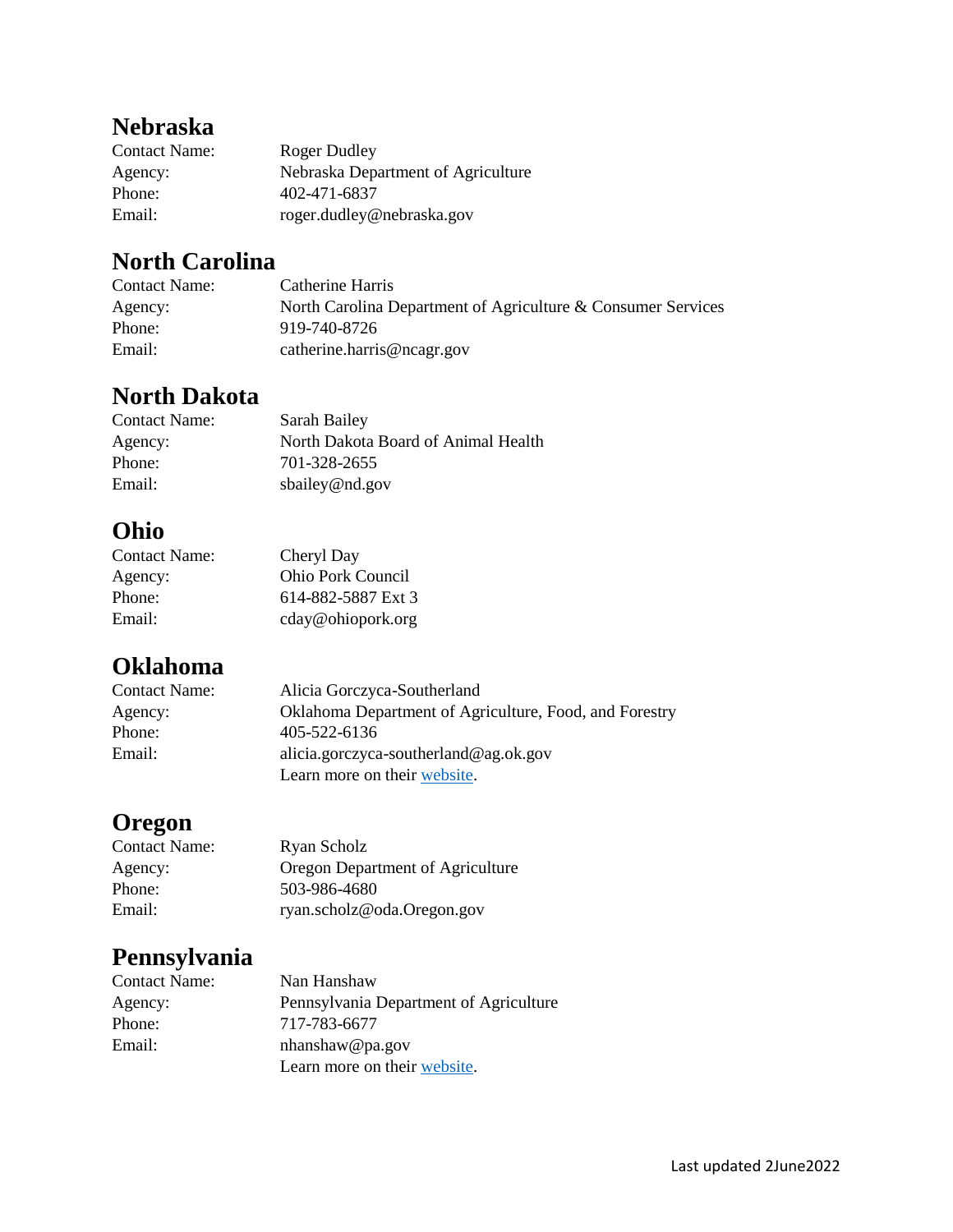## Nebraska

Contact Name: Roger Dudley
Agency: Nebraska Department of Agriculture
Phone: 402-471-6837
Email: roger.dudley@nebraska.gov

## North Carolina

Contact Name: Catherine Harris
Agency: North Carolina Department of Agriculture & Consumer Services
Phone: 919-740-8726
Email: catherine.harris@ncagr.gov

## North Dakota

Contact Name: Sarah Bailey
Agency: North Dakota Board of Animal Health
Phone: 701-328-2655
Email: sbailey@nd.gov

## Ohio

Contact Name: Cheryl Day
Agency: Ohio Pork Council
Phone: 614-882-5887 Ext 3
Email: cday@ohiopork.org

## Oklahoma

Contact Name: Alicia Gorczyca-Southerland
Agency: Oklahoma Department of Agriculture, Food, and Forestry
Phone: 405-522-6136
Email: alicia.gorczyca-southerland@ag.ok.gov
Learn more on their website.

## Oregon

Contact Name: Ryan Scholz
Agency: Oregon Department of Agriculture
Phone: 503-986-4680
Email: ryan.scholz@oda.Oregon.gov

## Pennsylvania

Contact Name: Nan Hanshaw
Agency: Pennsylvania Department of Agriculture
Phone: 717-783-6677
Email: nhanshaw@pa.gov
Learn more on their website.

Last updated 2June2022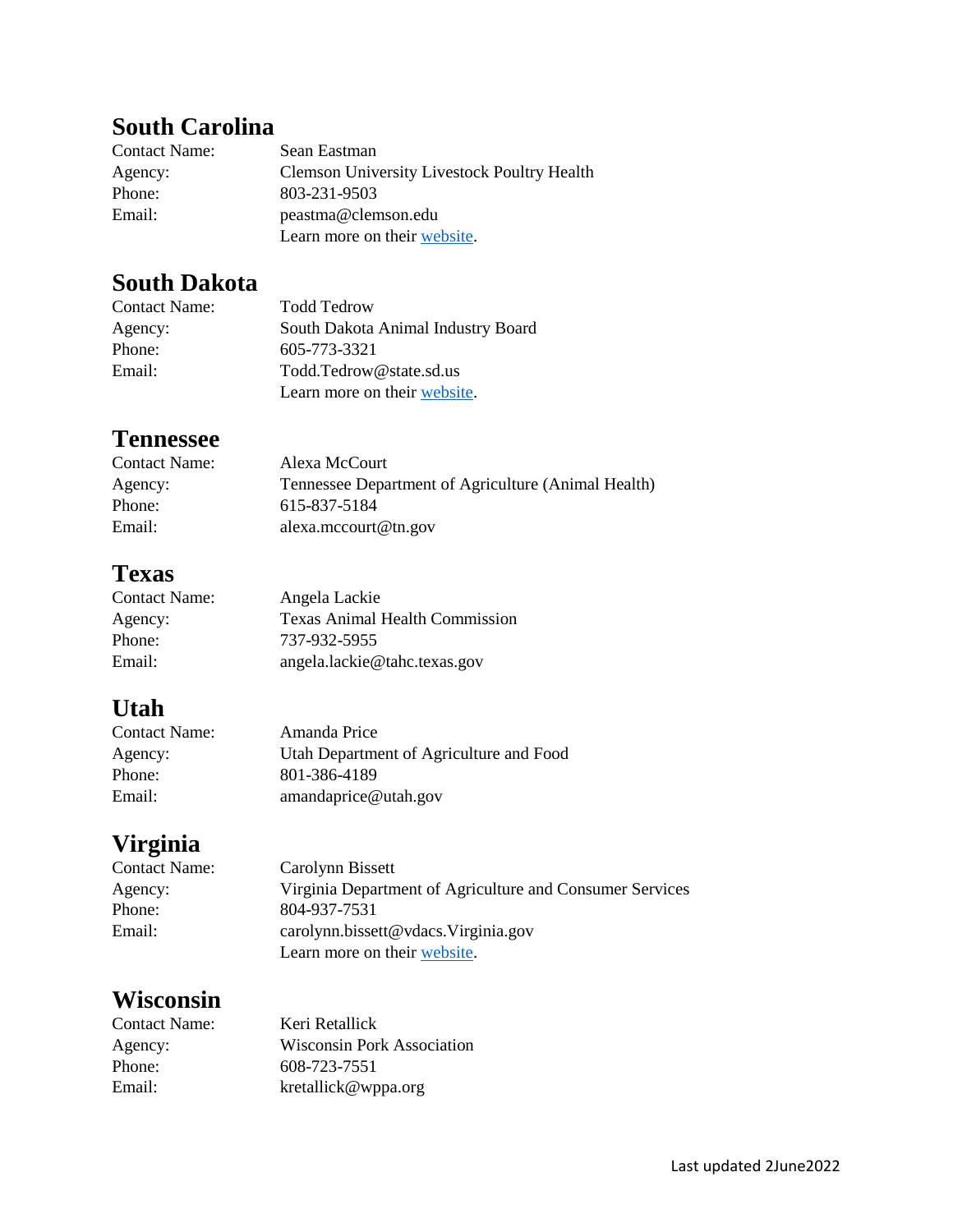## South Carolina

Contact Name: Sean Eastman
Agency: Clemson University Livestock Poultry Health
Phone: 803-231-9503
Email: peastma@clemson.edu
Learn more on their website.

## South Dakota

Contact Name: Todd Tedrow
Agency: South Dakota Animal Industry Board
Phone: 605-773-3321
Email: Todd.Tedrow@state.sd.us
Learn more on their website.

## Tennessee

Contact Name: Alexa McCourt
Agency: Tennessee Department of Agriculture (Animal Health)
Phone: 615-837-5184
Email: alexa.mccourt@tn.gov

## Texas

Contact Name: Angela Lackie
Agency: Texas Animal Health Commission
Phone: 737-932-5955
Email: angela.lackie@tahc.texas.gov

## Utah

Contact Name: Amanda Price
Agency: Utah Department of Agriculture and Food
Phone: 801-386-4189
Email: amandaprice@utah.gov

## Virginia

Contact Name: Carolynn Bissett
Agency: Virginia Department of Agriculture and Consumer Services
Phone: 804-937-7531
Email: carolynn.bissett@vdacs.Virginia.gov
Learn more on their website.

## Wisconsin

Contact Name: Keri Retallick
Agency: Wisconsin Pork Association
Phone: 608-723-7551
Email: kretallick@wppa.org

Last updated 2June2022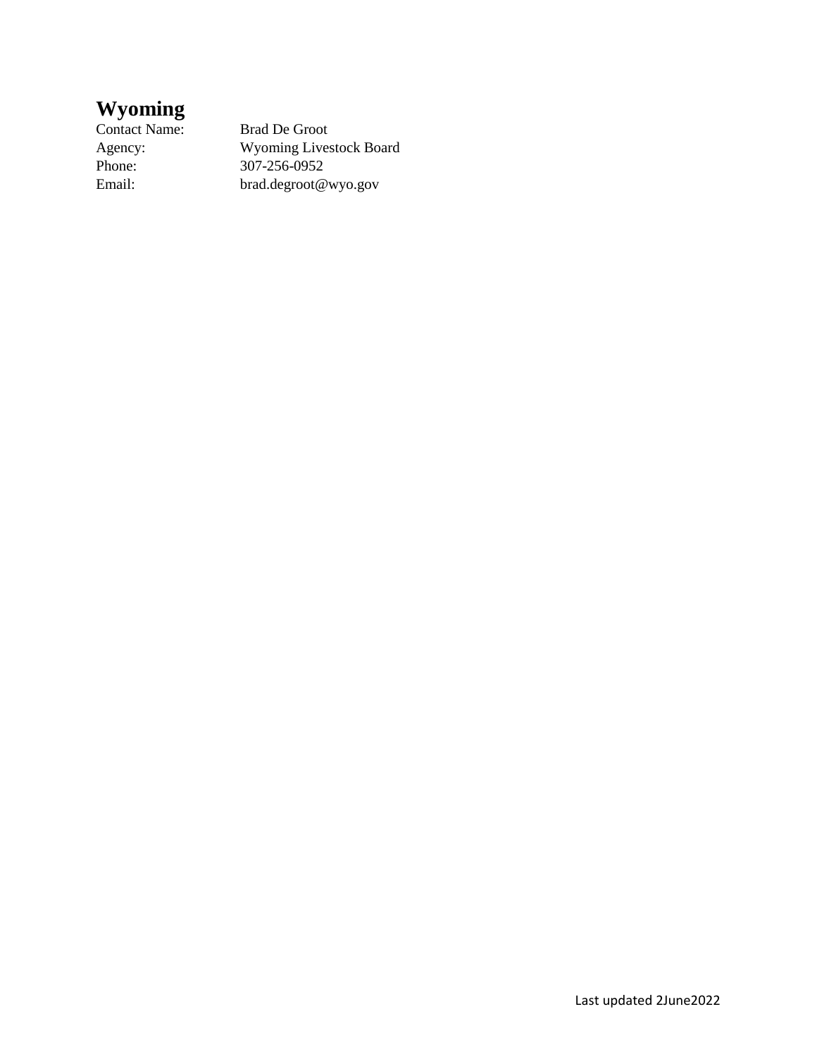## Wyoming

| | |
|---|---|
| Contact Name: | Brad De Groot |
| Agency: | Wyoming Livestock Board |
| Phone: | 307-256-0952 |
| Email: | brad.degroot@wyo.gov |

Last updated 2June2022